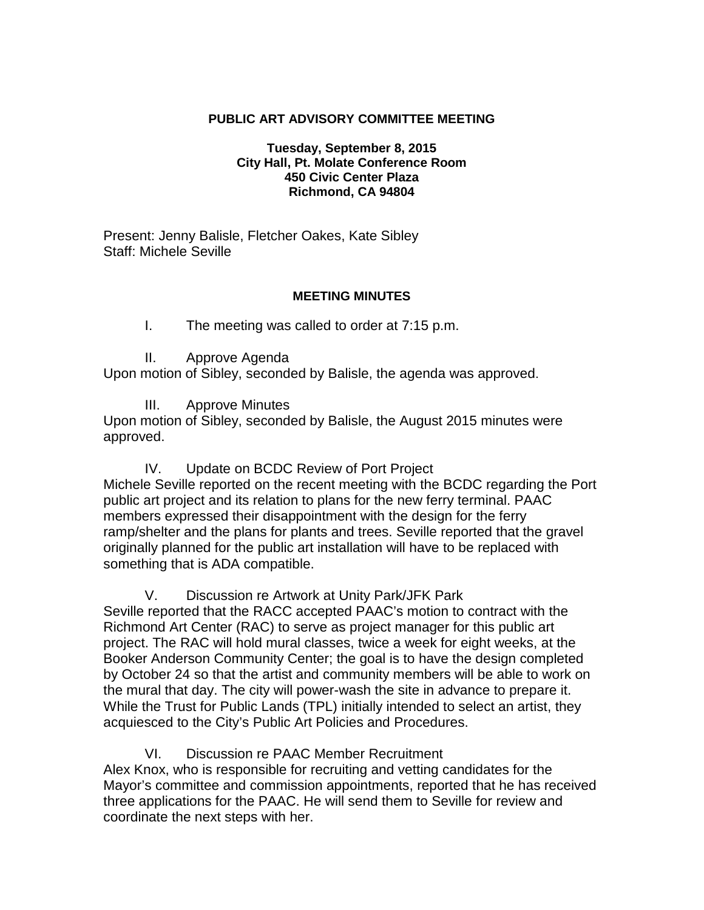# PUBLIC ART ADVISORY COMMITTEE MEETING

**Tuesday, September 8, 2015**
**City Hall, Pt. Molate Conference Room**
**450 Civic Center Plaza**
**Richmond, CA 94804**

Present: Jenny Balisle, Fletcher Oakes, Kate Sibley
Staff: Michele Seville

## MEETING MINUTES

I. The meeting was called to order at 7:15 p.m.

II. Approve Agenda

Upon motion of Sibley, seconded by Balisle, the agenda was approved.

III. Approve Minutes

Upon motion of Sibley, seconded by Balisle, the August 2015 minutes were approved.

IV. Update on BCDC Review of Port Project

Michele Seville reported on the recent meeting with the BCDC regarding the Port public art project and its relation to plans for the new ferry terminal. PAAC members expressed their disappointment with the design for the ferry ramp/shelter and the plans for plants and trees. Seville reported that the gravel originally planned for the public art installation will have to be replaced with something that is ADA compatible.

V. Discussion re Artwork at Unity Park/JFK Park

Seville reported that the RACC accepted PAAC's motion to contract with the Richmond Art Center (RAC) to serve as project manager for this public art project. The RAC will hold mural classes, twice a week for eight weeks, at the Booker Anderson Community Center; the goal is to have the design completed by October 24 so that the artist and community members will be able to work on the mural that day. The city will power-wash the site in advance to prepare it. While the Trust for Public Lands (TPL) initially intended to select an artist, they acquiesced to the City's Public Art Policies and Procedures.

VI. Discussion re PAAC Member Recruitment

Alex Knox, who is responsible for recruiting and vetting candidates for the Mayor's committee and commission appointments, reported that he has received three applications for the PAAC. He will send them to Seville for review and coordinate the next steps with her.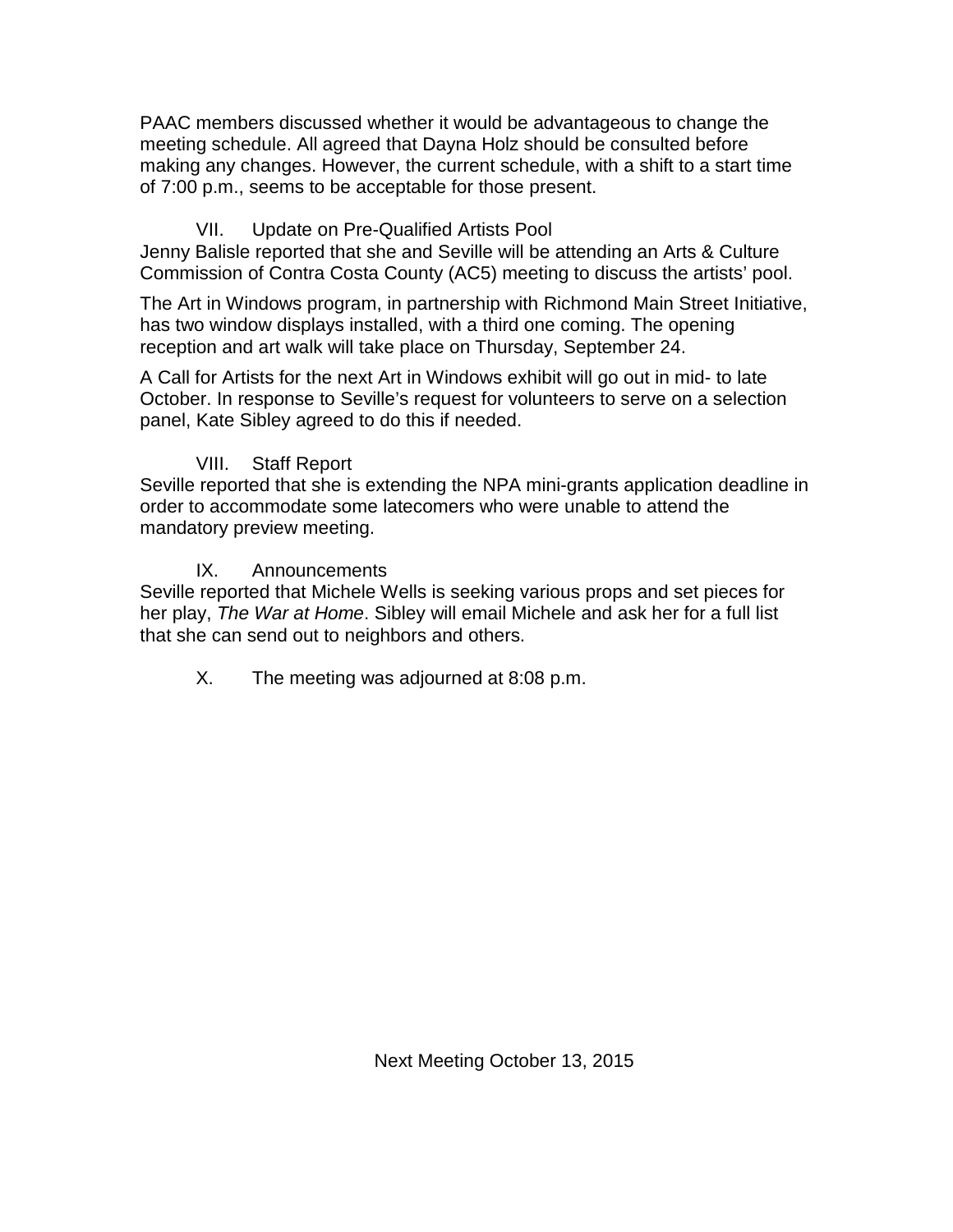PAAC members discussed whether it would be advantageous to change the meeting schedule. All agreed that Dayna Holz should be consulted before making any changes. However, the current schedule, with a shift to a start time of 7:00 p.m., seems to be acceptable for those present.

VII. Update on Pre-Qualified Artists Pool

Jenny Balisle reported that she and Seville will be attending an Arts & Culture Commission of Contra Costa County (AC5) meeting to discuss the artists' pool.

The Art in Windows program, in partnership with Richmond Main Street Initiative, has two window displays installed, with a third one coming. The opening reception and art walk will take place on Thursday, September 24.

A Call for Artists for the next Art in Windows exhibit will go out in mid- to late October. In response to Seville's request for volunteers to serve on a selection panel, Kate Sibley agreed to do this if needed.

VIII. Staff Report

Seville reported that she is extending the NPA mini-grants application deadline in order to accommodate some latecomers who were unable to attend the mandatory preview meeting.

IX. Announcements

Seville reported that Michele Wells is seeking various props and set pieces for her play, *The War at Home*. Sibley will email Michele and ask her for a full list that she can send out to neighbors and others.

X. The meeting was adjourned at 8:08 p.m.

Next Meeting October 13, 2015